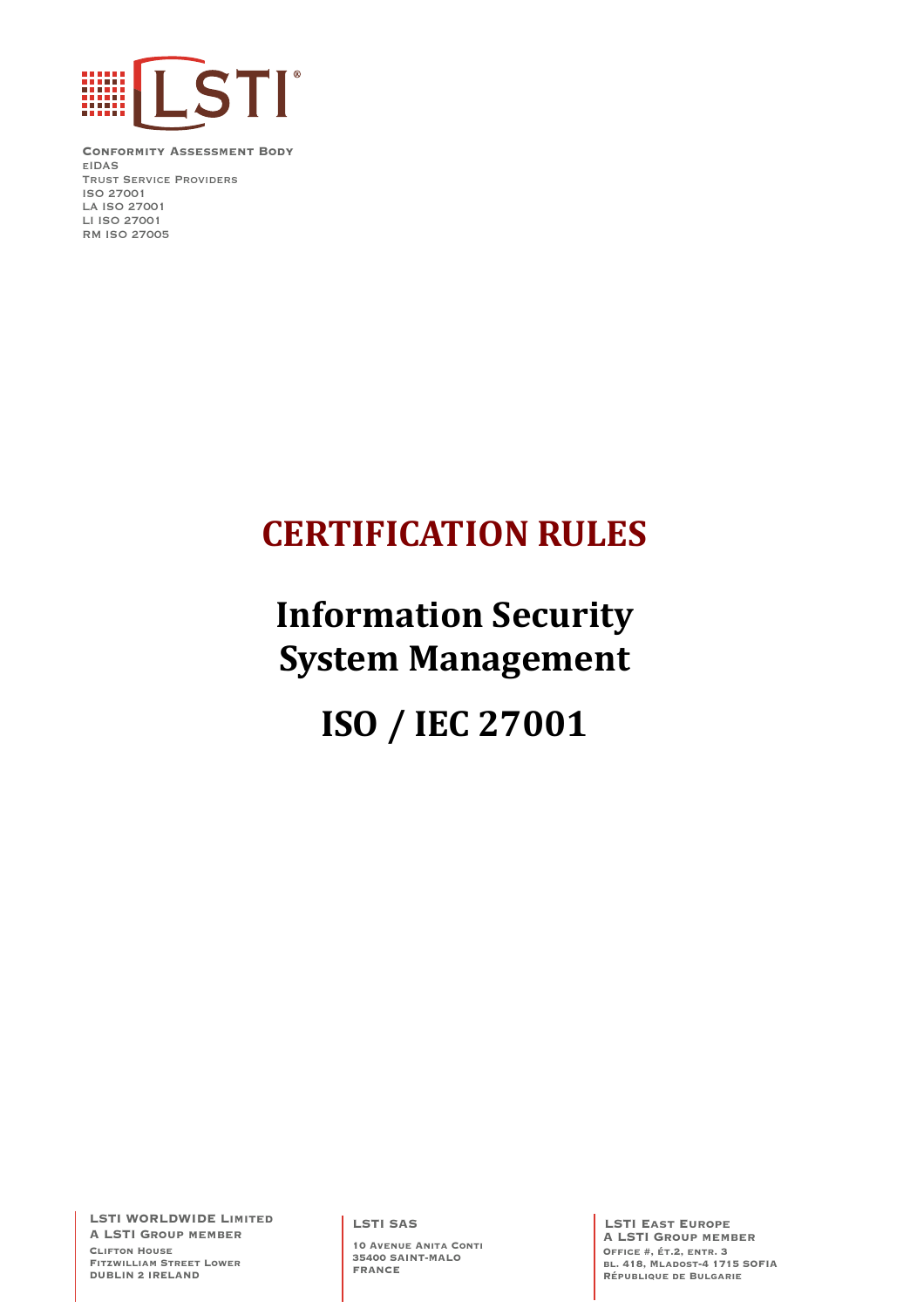LSTI®

Conformity Assessment Body
eIDAS
Trust Service Providers
ISO 27001
LA ISO 27001
LI ISO 27001
RM ISO 27005

# CERTIFICATION RULES

# Information Security System Management

# ISO / IEC 27001

LSTI WORLDWIDE Limited
A LSTI Group member
Clifton House
Fitzwilliam Street Lower
DUBLIN 2 IRELAND

LSTI SAS
10 Avenue Anita Conti
35400 SAINT-MALO
FRANCE

LSTI East Europe
A LSTI Group member
Office #, ét.2, entr. 3
bl. 418, Mladost-4 1715 SOFIA
République de Bulgarie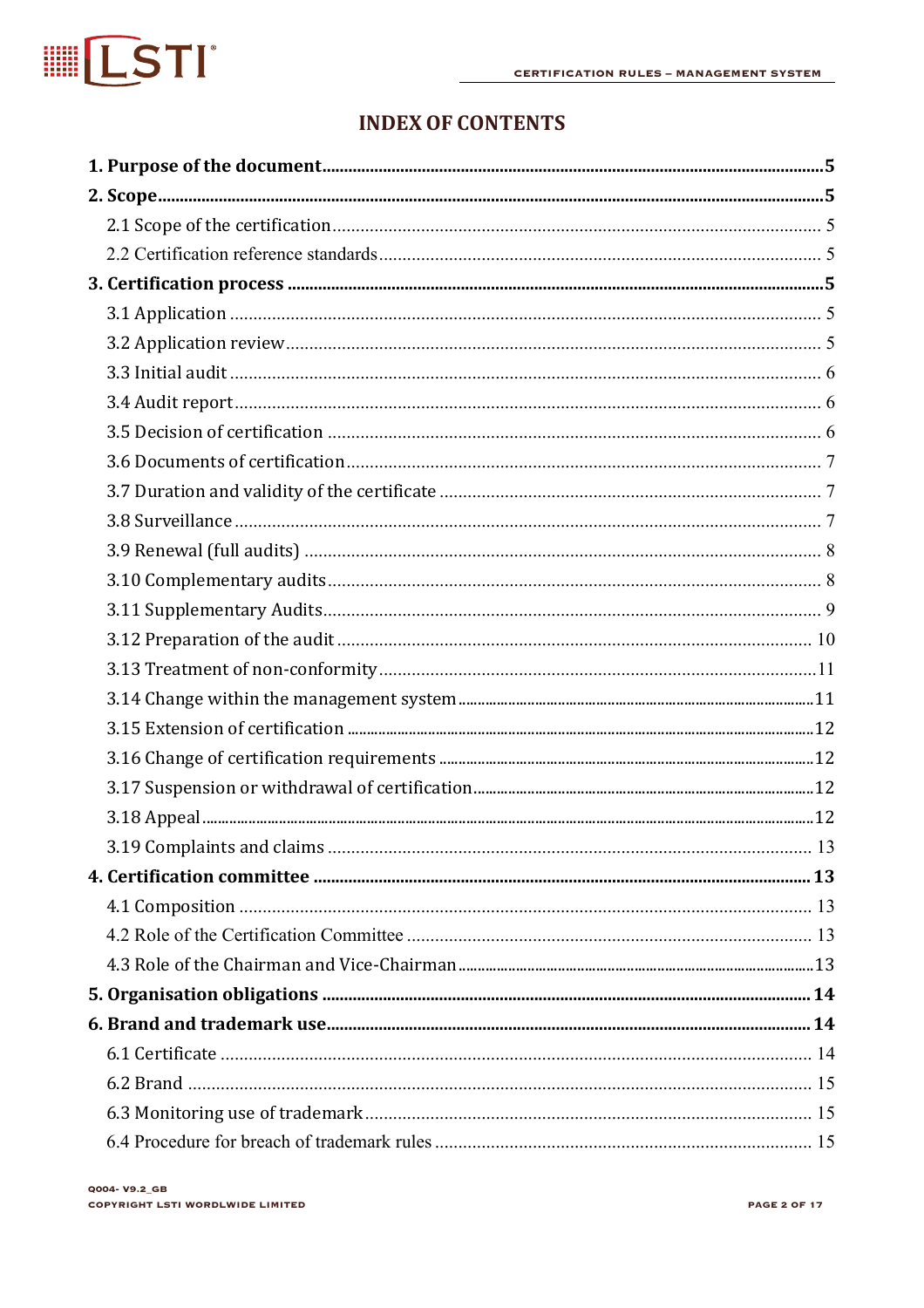# INDEX OF CONTENTS

**1. Purpose of the document** ... **5**

**2. Scope** ... **5**

- 2.1 Scope of the certification ... 5
- 2.2 Certification reference standards ... 5

**3. Certification process** ... **5**

- 3.1 Application ... 5
- 3.2 Application review ... 5
- 3.3 Initial audit ... 6
- 3.4 Audit report ... 6
- 3.5 Decision of certification ... 6
- 3.6 Documents of certification ... 7
- 3.7 Duration and validity of the certificate ... 7
- 3.8 Surveillance ... 7
- 3.9 Renewal (full audits) ... 8
- 3.10 Complementary audits ... 8
- 3.11 Supplementary Audits ... 9
- 3.12 Preparation of the audit ... 10
- 3.13 Treatment of non-conformity ... 11
- 3.14 Change within the management system ... 11
- 3.15 Extension of certification ... 12
- 3.16 Change of certification requirements ... 12
- 3.17 Suspension or withdrawal of certification ... 12
- 3.18 Appeal ... 12
- 3.19 Complaints and claims ... 13

**4. Certification committee** ... **13**

- 4.1 Composition ... 13
- 4.2 Role of the Certification Committee ... 13
- 4.3 Role of the Chairman and Vice-Chairman ... 13

**5. Organisation obligations** ... **14**

**6. Brand and trademark use** ... **14**

- 6.1 Certificate ... 14
- 6.2 Brand ... 15
- 6.3 Monitoring use of trademark ... 15
- 6.4 Procedure for breach of trademark rules ... 15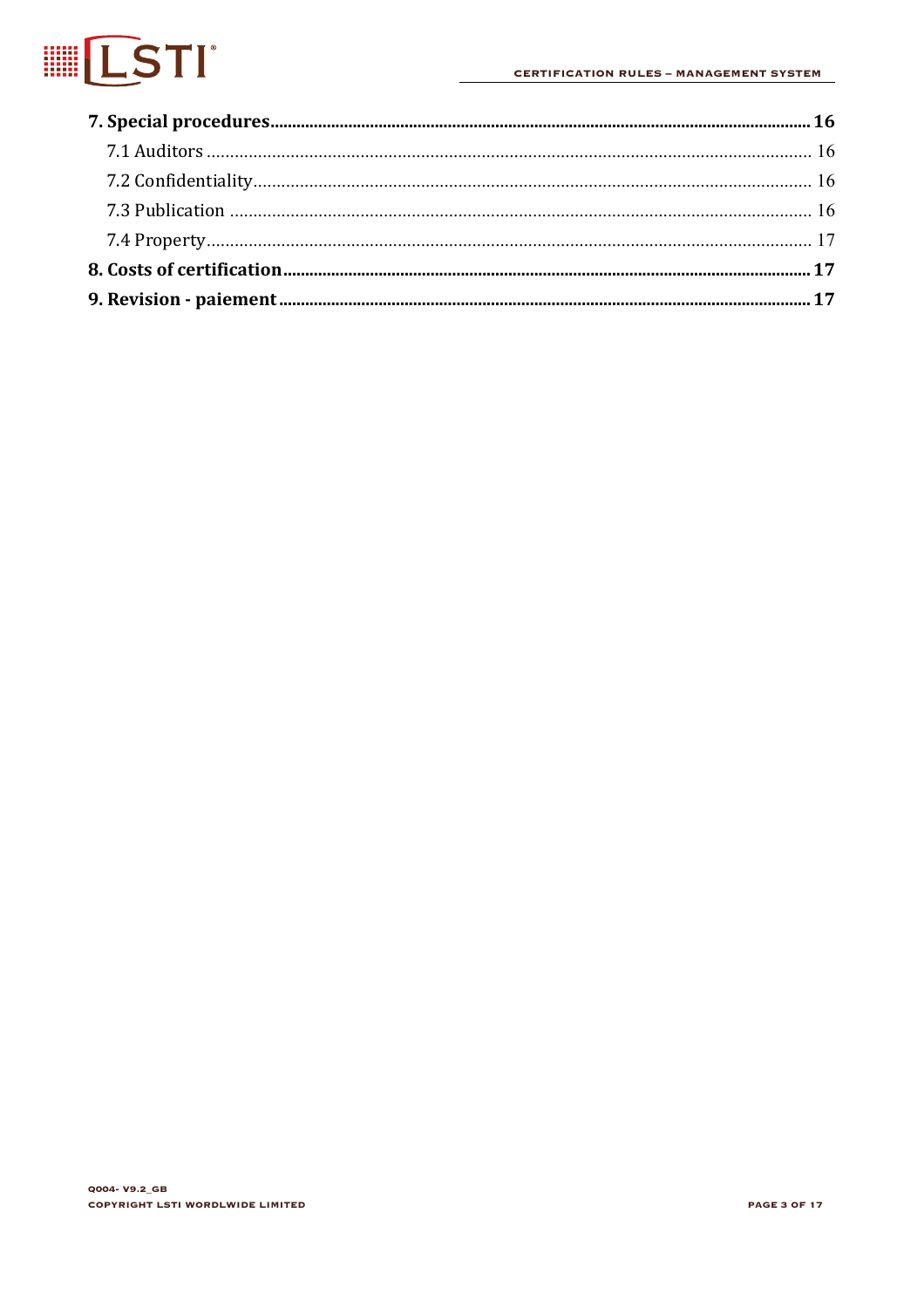**7. Special procedures** ........ **16**

7.1 Auditors ........ 16

7.2 Confidentiality ........ 16

7.3 Publication ........ 16

7.4 Property ........ 17

**8. Costs of certification** ........ **17**

**9. Revision - paiement** ........ **17**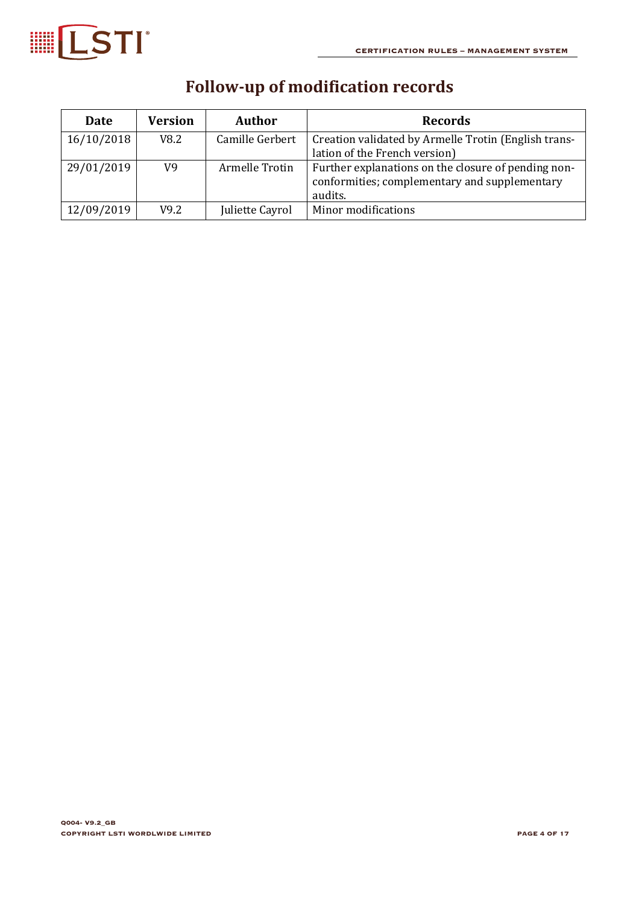# Follow-up of modification records

| Date | Version | Author | Records |
|---|---|---|---|
| 16/10/2018 | V8.2 | Camille Gerbert | Creation validated by Armelle Trotin (English translation of the French version) |
| 29/01/2019 | V9 | Armelle Trotin | Further explanations on the closure of pending non-conformities; complementary and supplementary audits. |
| 12/09/2019 | V9.2 | Juliette Cayrol | Minor modifications |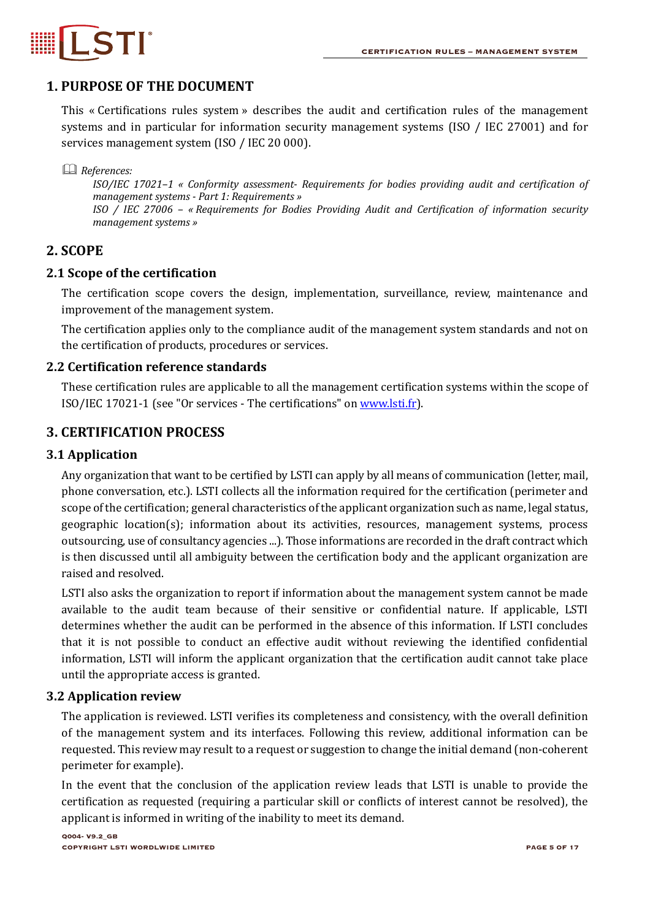# 1. PURPOSE OF THE DOCUMENT

This « Certifications rules system » describes the audit and certification rules of the management systems and in particular for information security management systems (ISO / IEC 27001) and for services management system (ISO / IEC 20 000).

*References:*

*ISO/IEC 17021–1 « Conformity assessment- Requirements for bodies providing audit and certification of management systems - Part 1: Requirements »*

*ISO / IEC 27006 – « Requirements for Bodies Providing Audit and Certification of information security management systems »*

# 2. SCOPE

## 2.1 Scope of the certification

The certification scope covers the design, implementation, surveillance, review, maintenance and improvement of the management system.

The certification applies only to the compliance audit of the management system standards and not on the certification of products, procedures or services.

## 2.2 Certification reference standards

These certification rules are applicable to all the management certification systems within the scope of ISO/IEC 17021-1 (see "Or services - The certifications" on [www.lsti.fr](www.lsti.fr)).

# 3. CERTIFICATION PROCESS

## 3.1 Application

Any organization that want to be certified by LSTI can apply by all means of communication (letter, mail, phone conversation, etc.). LSTI collects all the information required for the certification (perimeter and scope of the certification; general characteristics of the applicant organization such as name, legal status, geographic location(s); information about its activities, resources, management systems, process outsourcing, use of consultancy agencies ...). Those informations are recorded in the draft contract which is then discussed until all ambiguity between the certification body and the applicant organization are raised and resolved.

LSTI also asks the organization to report if information about the management system cannot be made available to the audit team because of their sensitive or confidential nature. If applicable, LSTI determines whether the audit can be performed in the absence of this information. If LSTI concludes that it is not possible to conduct an effective audit without reviewing the identified confidential information, LSTI will inform the applicant organization that the certification audit cannot take place until the appropriate access is granted.

## 3.2 Application review

The application is reviewed. LSTI verifies its completeness and consistency, with the overall definition of the management system and its interfaces. Following this review, additional information can be requested. This review may result to a request or suggestion to change the initial demand (non-coherent perimeter for example).

In the event that the conclusion of the application review leads that LSTI is unable to provide the certification as requested (requiring a particular skill or conflicts of interest cannot be resolved), the applicant is informed in writing of the inability to meet its demand.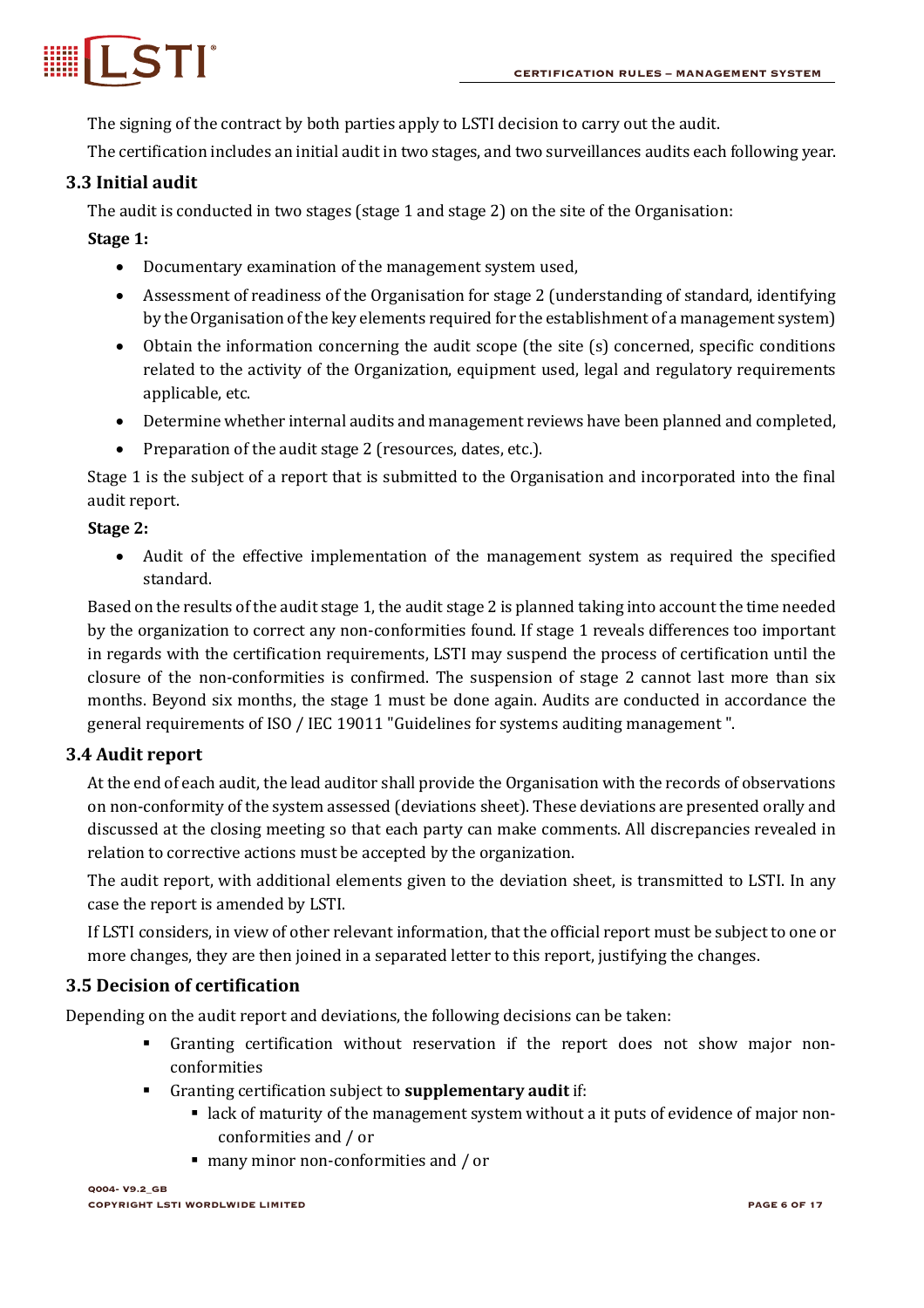The signing of the contract by both parties apply to LSTI decision to carry out the audit.

The certification includes an initial audit in two stages, and two surveillances audits each following year.

### 3.3 Initial audit

The audit is conducted in two stages (stage 1 and stage 2) on the site of the Organisation:

**Stage 1:**

- Documentary examination of the management system used,
- Assessment of readiness of the Organisation for stage 2 (understanding of standard, identifying by the Organisation of the key elements required for the establishment of a management system)
- Obtain the information concerning the audit scope (the site (s) concerned, specific conditions related to the activity of the Organization, equipment used, legal and regulatory requirements applicable, etc.
- Determine whether internal audits and management reviews have been planned and completed,
- Preparation of the audit stage 2 (resources, dates, etc.).

Stage 1 is the subject of a report that is submitted to the Organisation and incorporated into the final audit report.

**Stage 2:**

- Audit of the effective implementation of the management system as required the specified standard.

Based on the results of the audit stage 1, the audit stage 2 is planned taking into account the time needed by the organization to correct any non-conformities found. If stage 1 reveals differences too important in regards with the certification requirements, LSTI may suspend the process of certification until the closure of the non-conformities is confirmed. The suspension of stage 2 cannot last more than six months. Beyond six months, the stage 1 must be done again. Audits are conducted in accordance the general requirements of ISO / IEC 19011 "Guidelines for systems auditing management ".

### 3.4 Audit report

At the end of each audit, the lead auditor shall provide the Organisation with the records of observations on non-conformity of the system assessed (deviations sheet). These deviations are presented orally and discussed at the closing meeting so that each party can make comments. All discrepancies revealed in relation to corrective actions must be accepted by the organization.

The audit report, with additional elements given to the deviation sheet, is transmitted to LSTI. In any case the report is amended by LSTI.

If LSTI considers, in view of other relevant information, that the official report must be subject to one or more changes, they are then joined in a separated letter to this report, justifying the changes.

### 3.5 Decision of certification

Depending on the audit report and deviations, the following decisions can be taken:

- Granting certification without reservation if the report does not show major non-conformities
- Granting certification subject to **supplementary audit** if:
  - lack of maturity of the management system without a it puts of evidence of major non-conformities and / or
  - many minor non-conformities and / or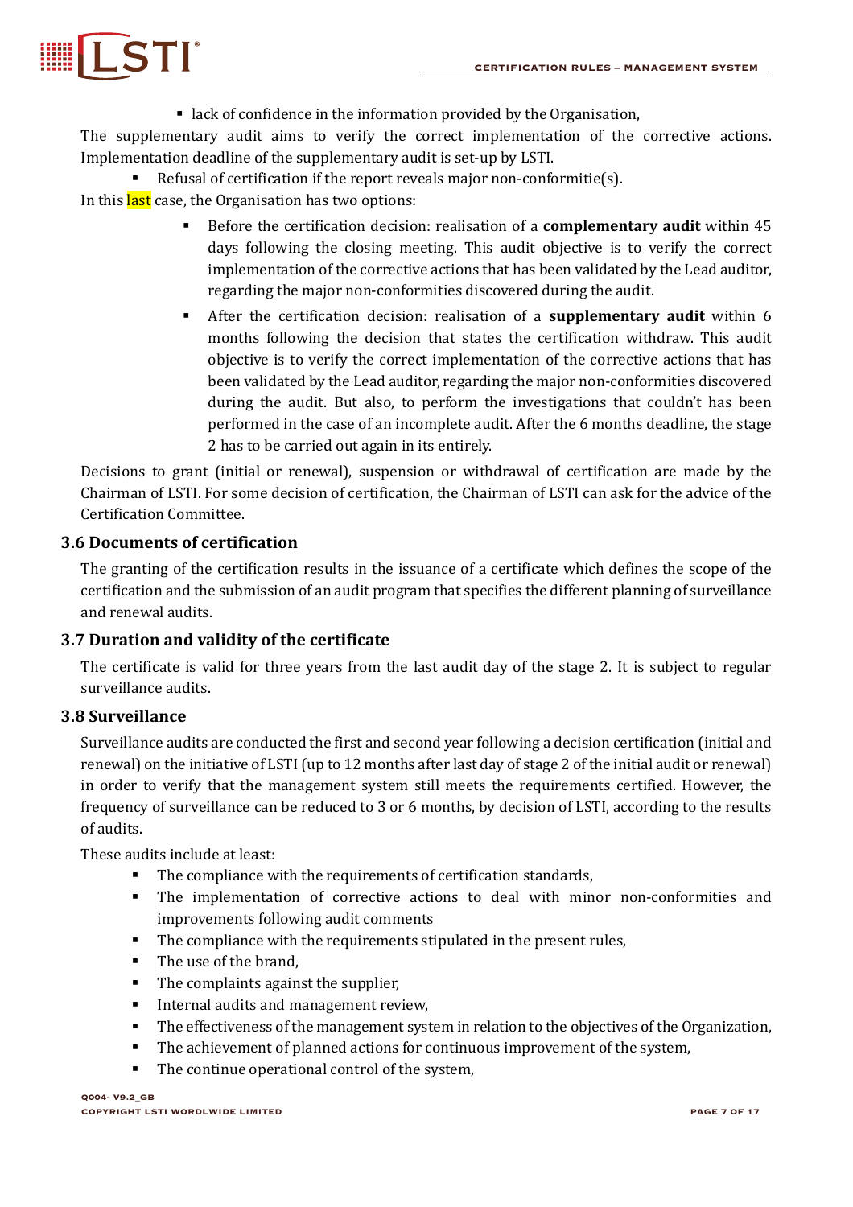- lack of confidence in the information provided by the Organisation,

The supplementary audit aims to verify the correct implementation of the corrective actions. Implementation deadline of the supplementary audit is set-up by LSTI.

- Refusal of certification if the report reveals major non-conformitie(s).

In this last case, the Organisation has two options:

- Before the certification decision: realisation of a **complementary audit** within 45 days following the closing meeting. This audit objective is to verify the correct implementation of the corrective actions that has been validated by the Lead auditor, regarding the major non-conformities discovered during the audit.
- After the certification decision: realisation of a **supplementary audit** within 6 months following the decision that states the certification withdraw. This audit objective is to verify the correct implementation of the corrective actions that has been validated by the Lead auditor, regarding the major non-conformities discovered during the audit. But also, to perform the investigations that couldn't has been performed in the case of an incomplete audit. After the 6 months deadline, the stage 2 has to be carried out again in its entirely.

Decisions to grant (initial or renewal), suspension or withdrawal of certification are made by the Chairman of LSTI. For some decision of certification, the Chairman of LSTI can ask for the advice of the Certification Committee.

### 3.6 Documents of certification

The granting of the certification results in the issuance of a certificate which defines the scope of the certification and the submission of an audit program that specifies the different planning of surveillance and renewal audits.

### 3.7 Duration and validity of the certificate

The certificate is valid for three years from the last audit day of the stage 2. It is subject to regular surveillance audits.

### 3.8 Surveillance

Surveillance audits are conducted the first and second year following a decision certification (initial and renewal) on the initiative of LSTI (up to 12 months after last day of stage 2 of the initial audit or renewal) in order to verify that the management system still meets the requirements certified. However, the frequency of surveillance can be reduced to 3 or 6 months, by decision of LSTI, according to the results of audits.

These audits include at least:

- The compliance with the requirements of certification standards,
- The implementation of corrective actions to deal with minor non-conformities and improvements following audit comments
- The compliance with the requirements stipulated in the present rules,
- The use of the brand,
- The complaints against the supplier,
- Internal audits and management review,
- The effectiveness of the management system in relation to the objectives of the Organization,
- The achievement of planned actions for continuous improvement of the system,
- The continue operational control of the system,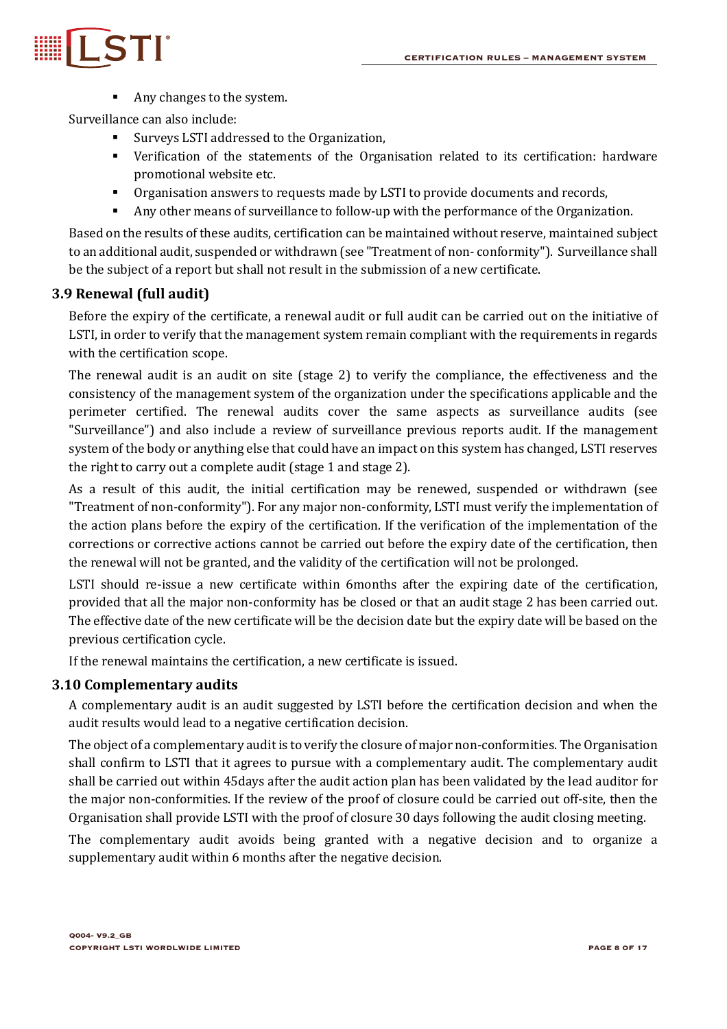- Any changes to the system.

Surveillance can also include:

- Surveys LSTI addressed to the Organization,
- Verification of the statements of the Organisation related to its certification: hardware promotional website etc.
- Organisation answers to requests made by LSTI to provide documents and records,
- Any other means of surveillance to follow-up with the performance of the Organization.

Based on the results of these audits, certification can be maintained without reserve, maintained subject to an additional audit, suspended or withdrawn (see "Treatment of non- conformity"). Surveillance shall be the subject of a report but shall not result in the submission of a new certificate.

### 3.9 Renewal (full audit)

Before the expiry of the certificate, a renewal audit or full audit can be carried out on the initiative of LSTI, in order to verify that the management system remain compliant with the requirements in regards with the certification scope.

The renewal audit is an audit on site (stage 2) to verify the compliance, the effectiveness and the consistency of the management system of the organization under the specifications applicable and the perimeter certified. The renewal audits cover the same aspects as surveillance audits (see "Surveillance") and also include a review of surveillance previous reports audit. If the management system of the body or anything else that could have an impact on this system has changed, LSTI reserves the right to carry out a complete audit (stage 1 and stage 2).

As a result of this audit, the initial certification may be renewed, suspended or withdrawn (see "Treatment of non-conformity"). For any major non-conformity, LSTI must verify the implementation of the action plans before the expiry of the certification. If the verification of the implementation of the corrections or corrective actions cannot be carried out before the expiry date of the certification, then the renewal will not be granted, and the validity of the certification will not be prolonged.

LSTI should re-issue a new certificate within 6months after the expiring date of the certification, provided that all the major non-conformity has be closed or that an audit stage 2 has been carried out. The effective date of the new certificate will be the decision date but the expiry date will be based on the previous certification cycle.

If the renewal maintains the certification, a new certificate is issued.

### 3.10 Complementary audits

A complementary audit is an audit suggested by LSTI before the certification decision and when the audit results would lead to a negative certification decision.

The object of a complementary audit is to verify the closure of major non-conformities. The Organisation shall confirm to LSTI that it agrees to pursue with a complementary audit. The complementary audit shall be carried out within 45days after the audit action plan has been validated by the lead auditor for the major non-conformities. If the review of the proof of closure could be carried out off-site, then the Organisation shall provide LSTI with the proof of closure 30 days following the audit closing meeting.

The complementary audit avoids being granted with a negative decision and to organize a supplementary audit within 6 months after the negative decision.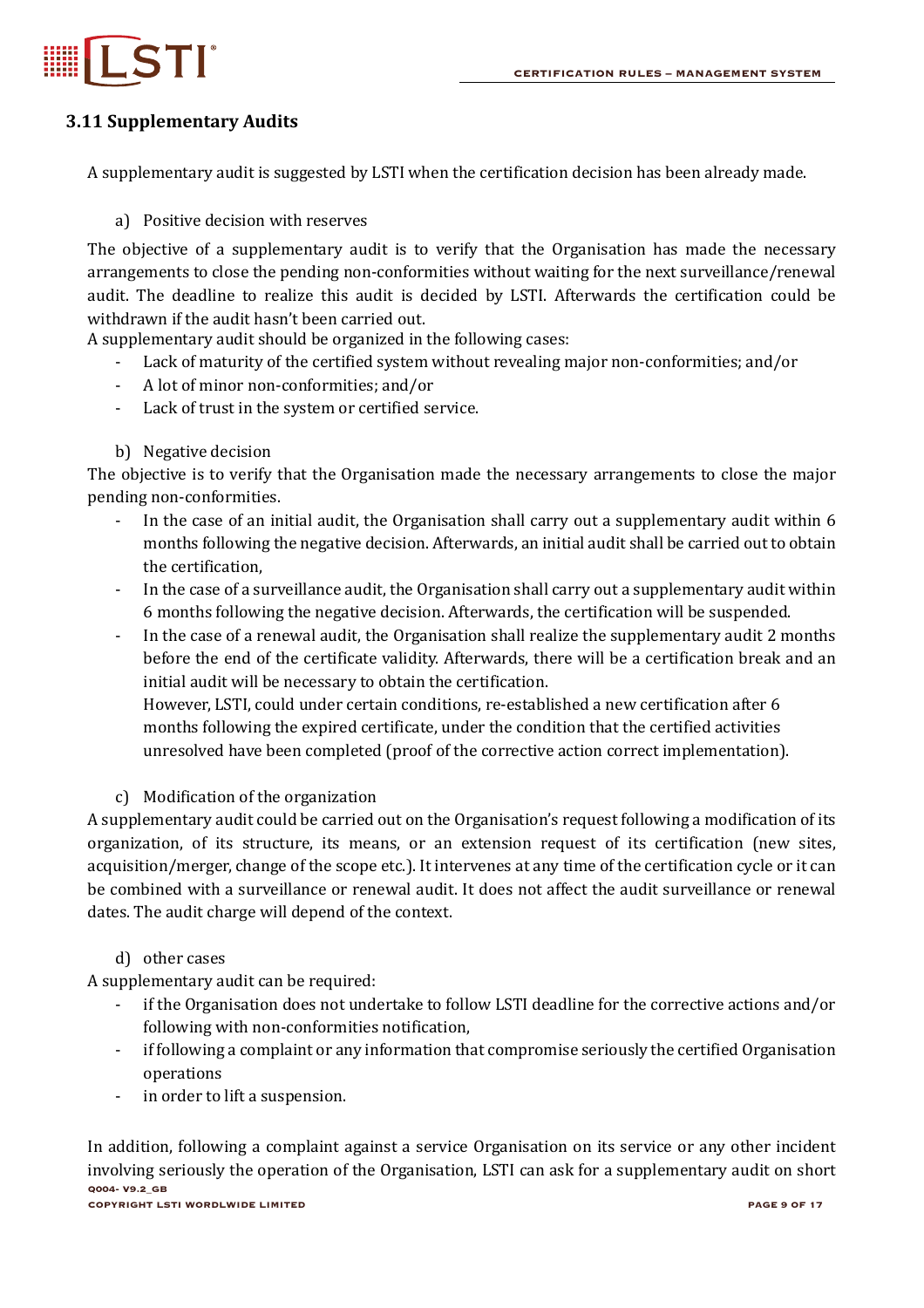### 3.11 Supplementary Audits

A supplementary audit is suggested by LSTI when the certification decision has been already made.

a) Positive decision with reserves

The objective of a supplementary audit is to verify that the Organisation has made the necessary arrangements to close the pending non-conformities without waiting for the next surveillance/renewal audit. The deadline to realize this audit is decided by LSTI. Afterwards the certification could be withdrawn if the audit hasn't been carried out.

A supplementary audit should be organized in the following cases:

- Lack of maturity of the certified system without revealing major non-conformities; and/or
- A lot of minor non-conformities; and/or
- Lack of trust in the system or certified service.

b) Negative decision

The objective is to verify that the Organisation made the necessary arrangements to close the major pending non-conformities.

- In the case of an initial audit, the Organisation shall carry out a supplementary audit within 6 months following the negative decision. Afterwards, an initial audit shall be carried out to obtain the certification,
- In the case of a surveillance audit, the Organisation shall carry out a supplementary audit within 6 months following the negative decision. Afterwards, the certification will be suspended.
- In the case of a renewal audit, the Organisation shall realize the supplementary audit 2 months before the end of the certificate validity. Afterwards, there will be a certification break and an initial audit will be necessary to obtain the certification.
  However, LSTI, could under certain conditions, re-established a new certification after 6 months following the expired certificate, under the condition that the certified activities unresolved have been completed (proof of the corrective action correct implementation).

c) Modification of the organization

A supplementary audit could be carried out on the Organisation's request following a modification of its organization, of its structure, its means, or an extension request of its certification (new sites, acquisition/merger, change of the scope etc.). It intervenes at any time of the certification cycle or it can be combined with a surveillance or renewal audit. It does not affect the audit surveillance or renewal dates. The audit charge will depend of the context.

d) other cases

A supplementary audit can be required:

- if the Organisation does not undertake to follow LSTI deadline for the corrective actions and/or following with non-conformities notification,
- if following a complaint or any information that compromise seriously the certified Organisation operations
- in order to lift a suspension.

In addition, following a complaint against a service Organisation on its service or any other incident involving seriously the operation of the Organisation, LSTI can ask for a supplementary audit on short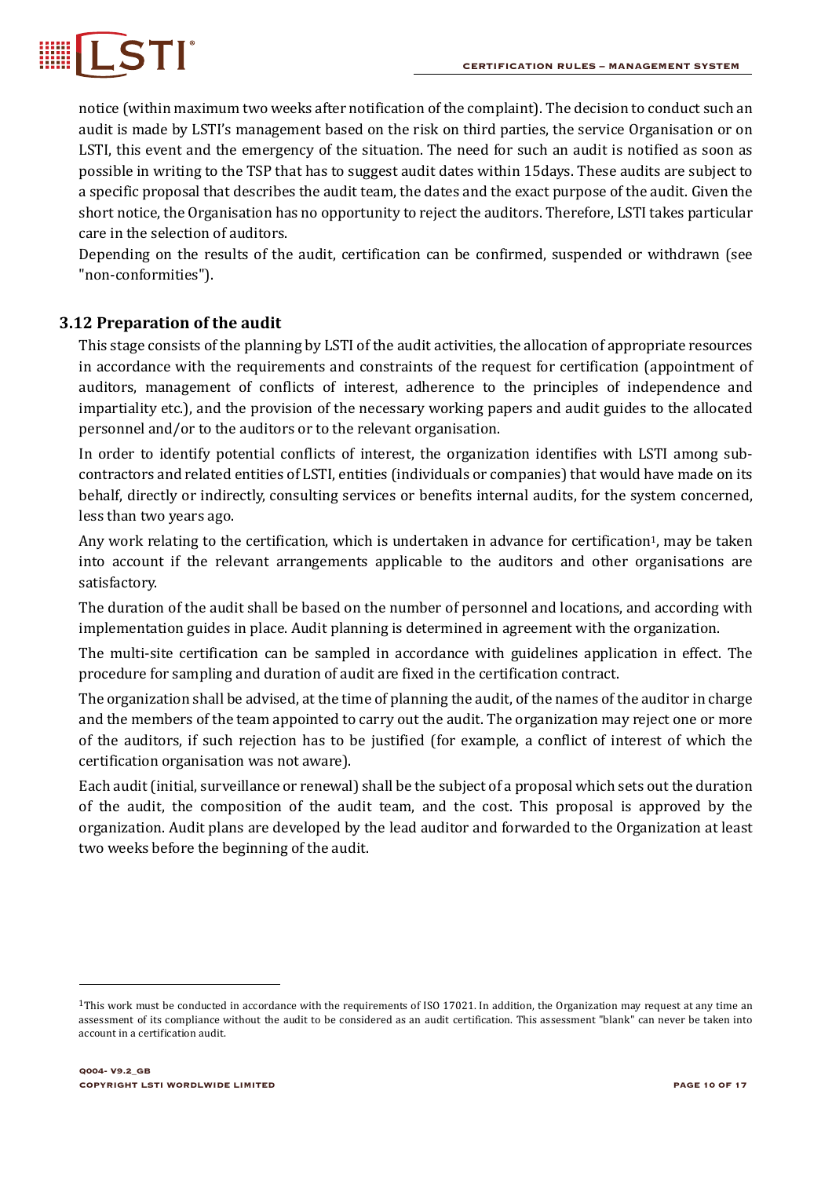notice (within maximum two weeks after notification of the complaint). The decision to conduct such an audit is made by LSTI's management based on the risk on third parties, the service Organisation or on LSTI, this event and the emergency of the situation. The need for such an audit is notified as soon as possible in writing to the TSP that has to suggest audit dates within 15days. These audits are subject to a specific proposal that describes the audit team, the dates and the exact purpose of the audit. Given the short notice, the Organisation has no opportunity to reject the auditors. Therefore, LSTI takes particular care in the selection of auditors.

Depending on the results of the audit, certification can be confirmed, suspended or withdrawn (see "non-conformities").

### 3.12 Preparation of the audit

This stage consists of the planning by LSTI of the audit activities, the allocation of appropriate resources in accordance with the requirements and constraints of the request for certification (appointment of auditors, management of conflicts of interest, adherence to the principles of independence and impartiality etc.), and the provision of the necessary working papers and audit guides to the allocated personnel and/or to the auditors or to the relevant organisation.

In order to identify potential conflicts of interest, the organization identifies with LSTI among sub-contractors and related entities of LSTI, entities (individuals or companies) that would have made on its behalf, directly or indirectly, consulting services or benefits internal audits, for the system concerned, less than two years ago.

Any work relating to the certification, which is undertaken in advance for certification[1], may be taken into account if the relevant arrangements applicable to the auditors and other organisations are satisfactory.

The duration of the audit shall be based on the number of personnel and locations, and according with implementation guides in place. Audit planning is determined in agreement with the organization.

The multi-site certification can be sampled in accordance with guidelines application in effect. The procedure for sampling and duration of audit are fixed in the certification contract.

The organization shall be advised, at the time of planning the audit, of the names of the auditor in charge and the members of the team appointed to carry out the audit. The organization may reject one or more of the auditors, if such rejection has to be justified (for example, a conflict of interest of which the certification organisation was not aware).

Each audit (initial, surveillance or renewal) shall be the subject of a proposal which sets out the duration of the audit, the composition of the audit team, and the cost. This proposal is approved by the organization. Audit plans are developed by the lead auditor and forwarded to the Organization at least two weeks before the beginning of the audit.

---

[1] This work must be conducted in accordance with the requirements of ISO 17021. In addition, the Organization may request at any time an assessment of its compliance without the audit to be considered as an audit certification. This assessment "blank" can never be taken into account in a certification audit.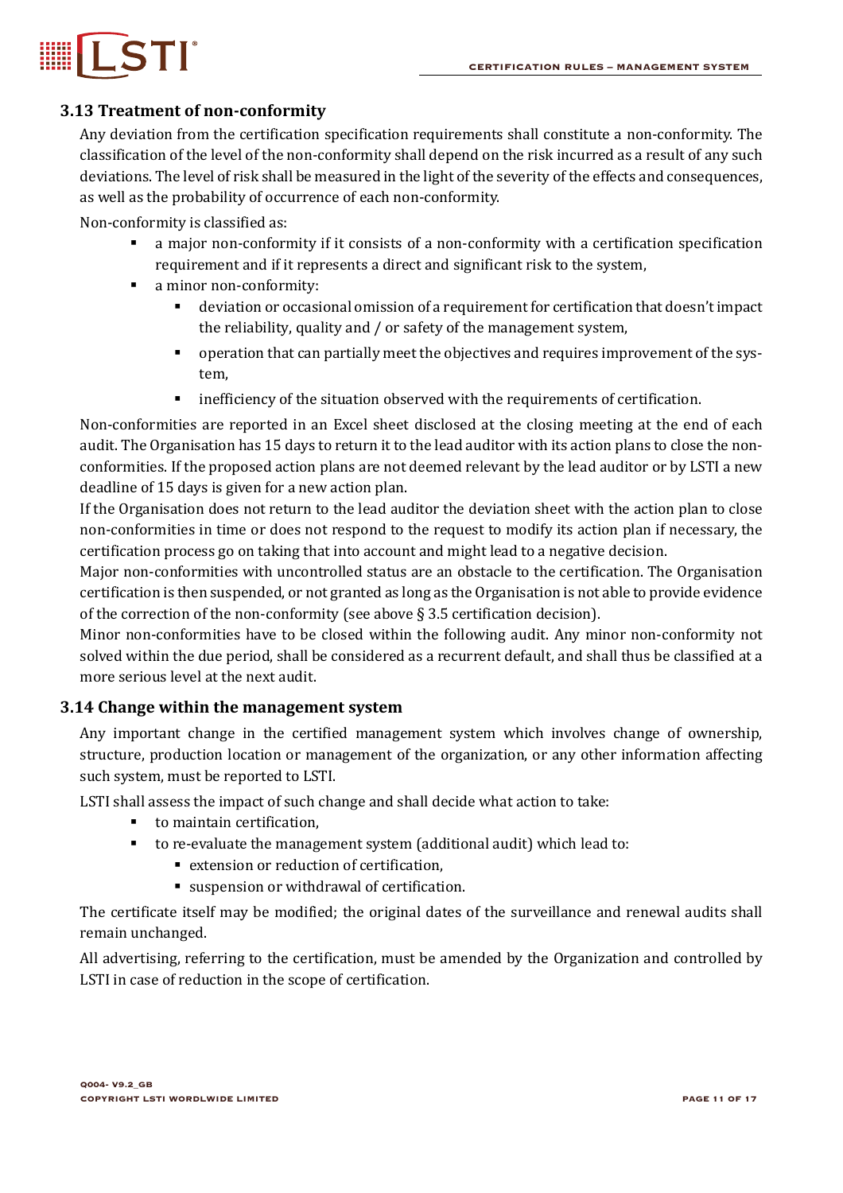### 3.13 Treatment of non-conformity

Any deviation from the certification specification requirements shall constitute a non-conformity. The classification of the level of the non-conformity shall depend on the risk incurred as a result of any such deviations. The level of risk shall be measured in the light of the severity of the effects and consequences, as well as the probability of occurrence of each non-conformity.

Non-conformity is classified as:

- a major non-conformity if it consists of a non-conformity with a certification specification requirement and if it represents a direct and significant risk to the system,
- a minor non-conformity:
  - deviation or occasional omission of a requirement for certification that doesn't impact the reliability, quality and / or safety of the management system,
  - operation that can partially meet the objectives and requires improvement of the system,
  - inefficiency of the situation observed with the requirements of certification.

Non-conformities are reported in an Excel sheet disclosed at the closing meeting at the end of each audit. The Organisation has 15 days to return it to the lead auditor with its action plans to close the non-conformities. If the proposed action plans are not deemed relevant by the lead auditor or by LSTI a new deadline of 15 days is given for a new action plan.

If the Organisation does not return to the lead auditor the deviation sheet with the action plan to close non-conformities in time or does not respond to the request to modify its action plan if necessary, the certification process go on taking that into account and might lead to a negative decision.

Major non-conformities with uncontrolled status are an obstacle to the certification. The Organisation certification is then suspended, or not granted as long as the Organisation is not able to provide evidence of the correction of the non-conformity (see above § 3.5 certification decision).

Minor non-conformities have to be closed within the following audit. Any minor non-conformity not solved within the due period, shall be considered as a recurrent default, and shall thus be classified at a more serious level at the next audit.

### 3.14 Change within the management system

Any important change in the certified management system which involves change of ownership, structure, production location or management of the organization, or any other information affecting such system, must be reported to LSTI.

LSTI shall assess the impact of such change and shall decide what action to take:

- to maintain certification,
- to re-evaluate the management system (additional audit) which lead to:
  - extension or reduction of certification,
  - suspension or withdrawal of certification.

The certificate itself may be modified; the original dates of the surveillance and renewal audits shall remain unchanged.

All advertising, referring to the certification, must be amended by the Organization and controlled by LSTI in case of reduction in the scope of certification.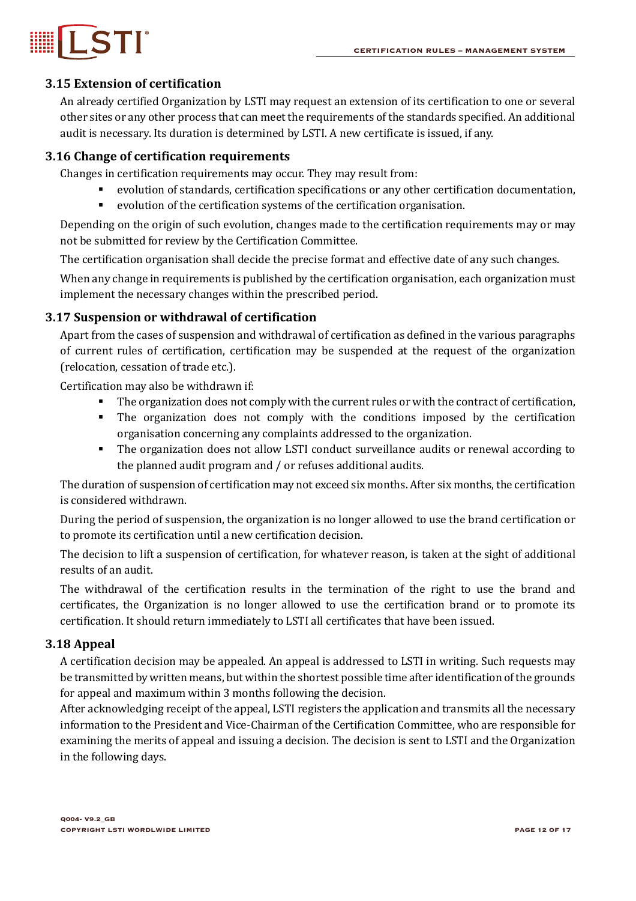### 3.15 Extension of certification

An already certified Organization by LSTI may request an extension of its certification to one or several other sites or any other process that can meet the requirements of the standards specified. An additional audit is necessary. Its duration is determined by LSTI. A new certificate is issued, if any.

### 3.16 Change of certification requirements

Changes in certification requirements may occur. They may result from:

- evolution of standards, certification specifications or any other certification documentation,
- evolution of the certification systems of the certification organisation.

Depending on the origin of such evolution, changes made to the certification requirements may or may not be submitted for review by the Certification Committee.

The certification organisation shall decide the precise format and effective date of any such changes.

When any change in requirements is published by the certification organisation, each organization must implement the necessary changes within the prescribed period.

### 3.17 Suspension or withdrawal of certification

Apart from the cases of suspension and withdrawal of certification as defined in the various paragraphs of current rules of certification, certification may be suspended at the request of the organization (relocation, cessation of trade etc.).

Certification may also be withdrawn if:

- The organization does not comply with the current rules or with the contract of certification,
- The organization does not comply with the conditions imposed by the certification organisation concerning any complaints addressed to the organization.
- The organization does not allow LSTI conduct surveillance audits or renewal according to the planned audit program and / or refuses additional audits.

The duration of suspension of certification may not exceed six months. After six months, the certification is considered withdrawn.

During the period of suspension, the organization is no longer allowed to use the brand certification or to promote its certification until a new certification decision.

The decision to lift a suspension of certification, for whatever reason, is taken at the sight of additional results of an audit.

The withdrawal of the certification results in the termination of the right to use the brand and certificates, the Organization is no longer allowed to use the certification brand or to promote its certification. It should return immediately to LSTI all certificates that have been issued.

### 3.18 Appeal

A certification decision may be appealed. An appeal is addressed to LSTI in writing. Such requests may be transmitted by written means, but within the shortest possible time after identification of the grounds for appeal and maximum within 3 months following the decision.

After acknowledging receipt of the appeal, LSTI registers the application and transmits all the necessary information to the President and Vice-Chairman of the Certification Committee, who are responsible for examining the merits of appeal and issuing a decision. The decision is sent to LSTI and the Organization in the following days.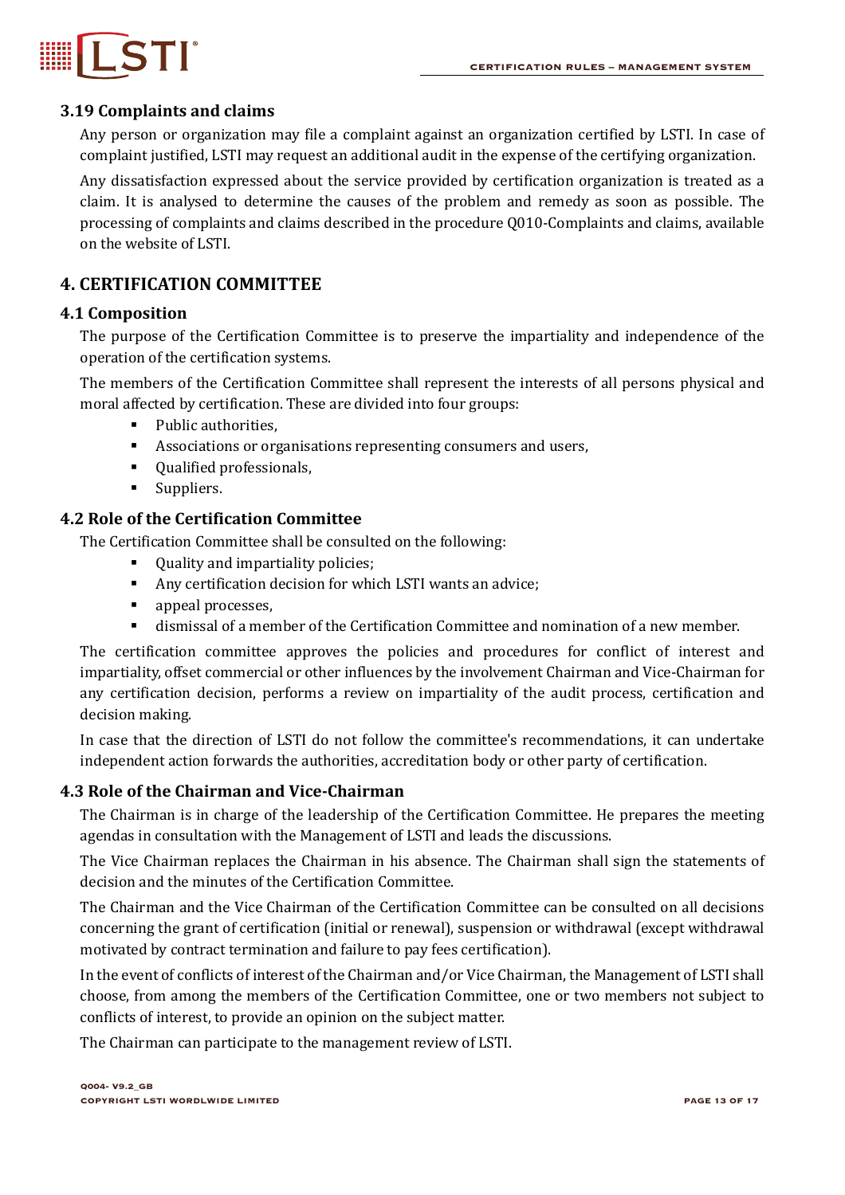### 3.19 Complaints and claims

Any person or organization may file a complaint against an organization certified by LSTI. In case of complaint justified, LSTI may request an additional audit in the expense of the certifying organization.

Any dissatisfaction expressed about the service provided by certification organization is treated as a claim. It is analysed to determine the causes of the problem and remedy as soon as possible. The processing of complaints and claims described in the procedure Q010-Complaints and claims, available on the website of LSTI.

## 4. CERTIFICATION COMMITTEE

### 4.1 Composition

The purpose of the Certification Committee is to preserve the impartiality and independence of the operation of the certification systems.

The members of the Certification Committee shall represent the interests of all persons physical and moral affected by certification. These are divided into four groups:

- Public authorities,
- Associations or organisations representing consumers and users,
- Qualified professionals,
- Suppliers.

### 4.2 Role of the Certification Committee

The Certification Committee shall be consulted on the following:

- Quality and impartiality policies;
- Any certification decision for which LSTI wants an advice;
- appeal processes,
- dismissal of a member of the Certification Committee and nomination of a new member.

The certification committee approves the policies and procedures for conflict of interest and impartiality, offset commercial or other influences by the involvement Chairman and Vice-Chairman for any certification decision, performs a review on impartiality of the audit process, certification and decision making.

In case that the direction of LSTI do not follow the committee's recommendations, it can undertake independent action forwards the authorities, accreditation body or other party of certification.

### 4.3 Role of the Chairman and Vice-Chairman

The Chairman is in charge of the leadership of the Certification Committee. He prepares the meeting agendas in consultation with the Management of LSTI and leads the discussions.

The Vice Chairman replaces the Chairman in his absence. The Chairman shall sign the statements of decision and the minutes of the Certification Committee.

The Chairman and the Vice Chairman of the Certification Committee can be consulted on all decisions concerning the grant of certification (initial or renewal), suspension or withdrawal (except withdrawal motivated by contract termination and failure to pay fees certification).

In the event of conflicts of interest of the Chairman and/or Vice Chairman, the Management of LSTI shall choose, from among the members of the Certification Committee, one or two members not subject to conflicts of interest, to provide an opinion on the subject matter.

The Chairman can participate to the management review of LSTI.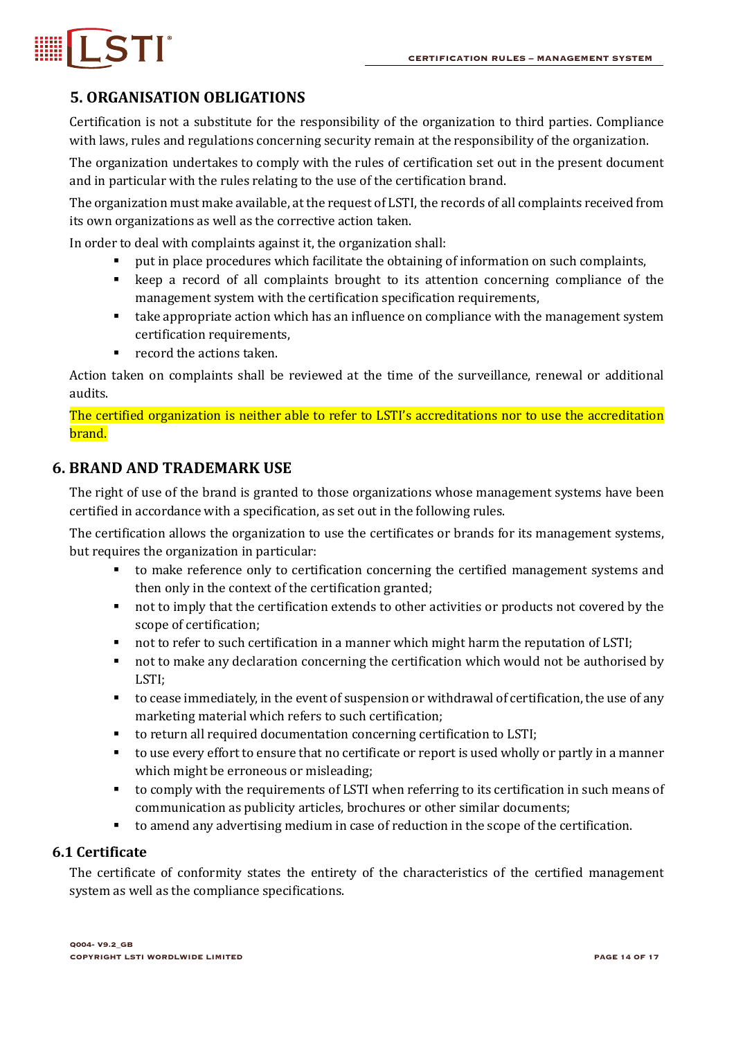## 5. ORGANISATION OBLIGATIONS

Certification is not a substitute for the responsibility of the organization to third parties. Compliance with laws, rules and regulations concerning security remain at the responsibility of the organization.

The organization undertakes to comply with the rules of certification set out in the present document and in particular with the rules relating to the use of the certification brand.

The organization must make available, at the request of LSTI, the records of all complaints received from its own organizations as well as the corrective action taken.

In order to deal with complaints against it, the organization shall:

- put in place procedures which facilitate the obtaining of information on such complaints,
- keep a record of all complaints brought to its attention concerning compliance of the management system with the certification specification requirements,
- take appropriate action which has an influence on compliance with the management system certification requirements,
- record the actions taken.

Action taken on complaints shall be reviewed at the time of the surveillance, renewal or additional audits.

The certified organization is neither able to refer to LSTI's accreditations nor to use the accreditation brand.

## 6. BRAND AND TRADEMARK USE

The right of use of the brand is granted to those organizations whose management systems have been certified in accordance with a specification, as set out in the following rules.

The certification allows the organization to use the certificates or brands for its management systems, but requires the organization in particular:

- to make reference only to certification concerning the certified management systems and then only in the context of the certification granted;
- not to imply that the certification extends to other activities or products not covered by the scope of certification;
- not to refer to such certification in a manner which might harm the reputation of LSTI;
- not to make any declaration concerning the certification which would not be authorised by LSTI;
- to cease immediately, in the event of suspension or withdrawal of certification, the use of any marketing material which refers to such certification;
- to return all required documentation concerning certification to LSTI;
- to use every effort to ensure that no certificate or report is used wholly or partly in a manner which might be erroneous or misleading;
- to comply with the requirements of LSTI when referring to its certification in such means of communication as publicity articles, brochures or other similar documents;
- to amend any advertising medium in case of reduction in the scope of the certification.

### 6.1 Certificate

The certificate of conformity states the entirety of the characteristics of the certified management system as well as the compliance specifications.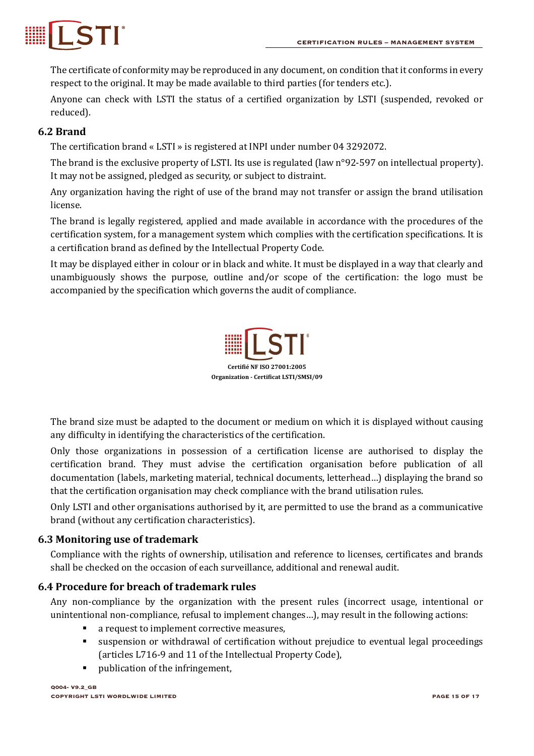The certificate of conformity may be reproduced in any document, on condition that it conforms in every respect to the original. It may be made available to third parties (for tenders etc.).

Anyone can check with LSTI the status of a certified organization by LSTI (suspended, revoked or reduced).

## 6.2 Brand

The certification brand « LSTI » is registered at INPI under number 04 3292072.

The brand is the exclusive property of LSTI. Its use is regulated (law n°92-597 on intellectual property). It may not be assigned, pledged as security, or subject to distraint.

Any organization having the right of use of the brand may not transfer or assign the brand utilisation license.

The brand is legally registered, applied and made available in accordance with the procedures of the certification system, for a management system which complies with the certification specifications. It is a certification brand as defined by the Intellectual Property Code.

It may be displayed either in colour or in black and white. It must be displayed in a way that clearly and unambiguously shows the purpose, outline and/or scope of the certification: the logo must be accompanied by the specification which governs the audit of compliance.

LSTI®

**Certifié NF ISO 27001:2005**
**Organization - Certificat LSTI/SMSI/09**

The brand size must be adapted to the document or medium on which it is displayed without causing any difficulty in identifying the characteristics of the certification.

Only those organizations in possession of a certification license are authorised to display the certification brand. They must advise the certification organisation before publication of all documentation (labels, marketing material, technical documents, letterhead…) displaying the brand so that the certification organisation may check compliance with the brand utilisation rules.

Only LSTI and other organisations authorised by it, are permitted to use the brand as a communicative brand (without any certification characteristics).

## 6.3 Monitoring use of trademark

Compliance with the rights of ownership, utilisation and reference to licenses, certificates and brands shall be checked on the occasion of each surveillance, additional and renewal audit.

## 6.4 Procedure for breach of trademark rules

Any non-compliance by the organization with the present rules (incorrect usage, intentional or unintentional non-compliance, refusal to implement changes…), may result in the following actions:

- a request to implement corrective measures,
- suspension or withdrawal of certification without prejudice to eventual legal proceedings (articles L716-9 and 11 of the Intellectual Property Code),
- publication of the infringement,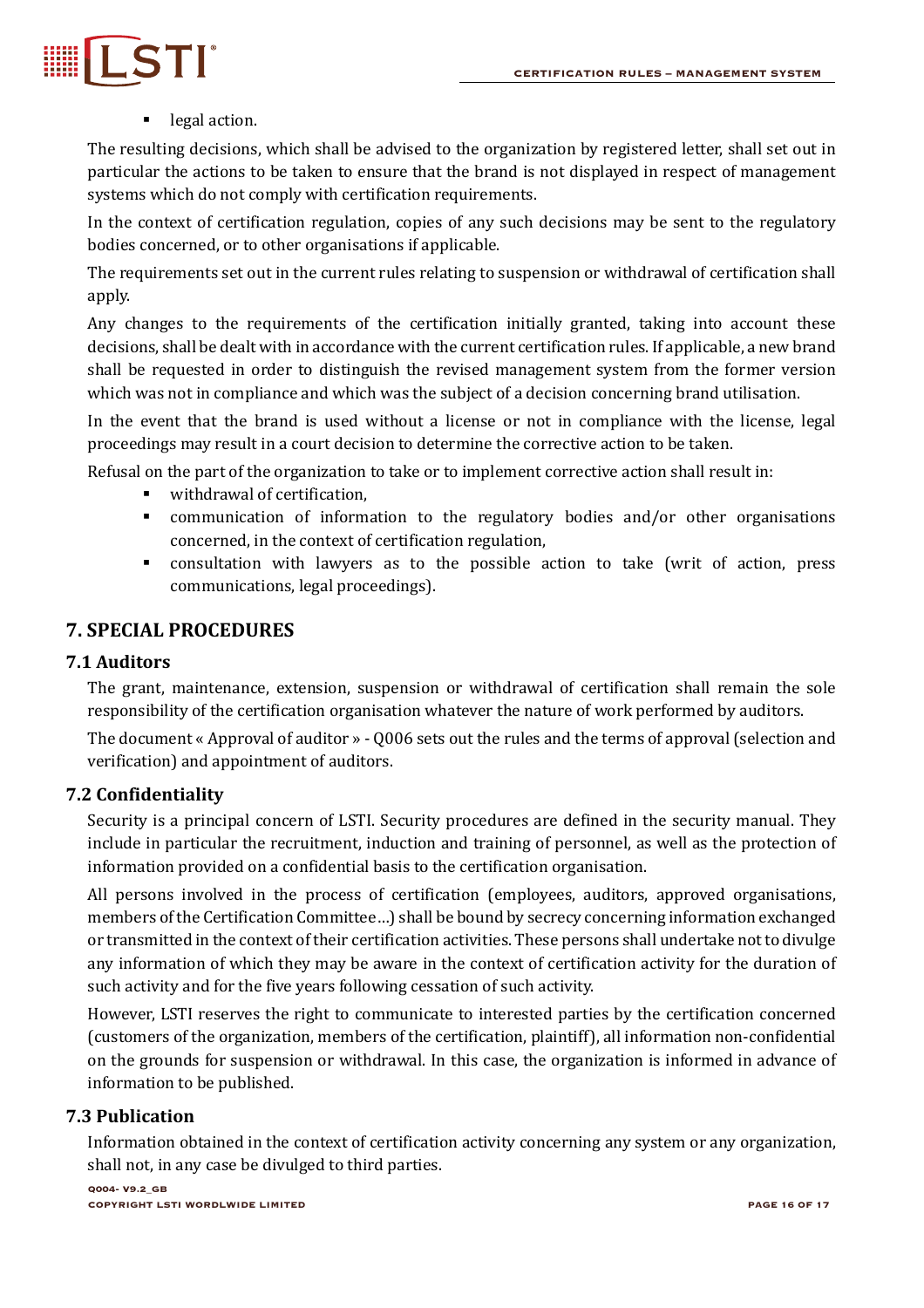- legal action.

The resulting decisions, which shall be advised to the organization by registered letter, shall set out in particular the actions to be taken to ensure that the brand is not displayed in respect of management systems which do not comply with certification requirements.

In the context of certification regulation, copies of any such decisions may be sent to the regulatory bodies concerned, or to other organisations if applicable.

The requirements set out in the current rules relating to suspension or withdrawal of certification shall apply.

Any changes to the requirements of the certification initially granted, taking into account these decisions, shall be dealt with in accordance with the current certification rules. If applicable, a new brand shall be requested in order to distinguish the revised management system from the former version which was not in compliance and which was the subject of a decision concerning brand utilisation.

In the event that the brand is used without a license or not in compliance with the license, legal proceedings may result in a court decision to determine the corrective action to be taken.

Refusal on the part of the organization to take or to implement corrective action shall result in:

- withdrawal of certification,
- communication of information to the regulatory bodies and/or other organisations concerned, in the context of certification regulation,
- consultation with lawyers as to the possible action to take (writ of action, press communications, legal proceedings).

# 7. SPECIAL PROCEDURES

## 7.1 Auditors

The grant, maintenance, extension, suspension or withdrawal of certification shall remain the sole responsibility of the certification organisation whatever the nature of work performed by auditors.

The document « Approval of auditor » - Q006 sets out the rules and the terms of approval (selection and verification) and appointment of auditors.

## 7.2 Confidentiality

Security is a principal concern of LSTI. Security procedures are defined in the security manual. They include in particular the recruitment, induction and training of personnel, as well as the protection of information provided on a confidential basis to the certification organisation.

All persons involved in the process of certification (employees, auditors, approved organisations, members of the Certification Committee…) shall be bound by secrecy concerning information exchanged or transmitted in the context of their certification activities. These persons shall undertake not to divulge any information of which they may be aware in the context of certification activity for the duration of such activity and for the five years following cessation of such activity.

However, LSTI reserves the right to communicate to interested parties by the certification concerned (customers of the organization, members of the certification, plaintiff), all information non-confidential on the grounds for suspension or withdrawal. In this case, the organization is informed in advance of information to be published.

## 7.3 Publication

Information obtained in the context of certification activity concerning any system or any organization, shall not, in any case be divulged to third parties.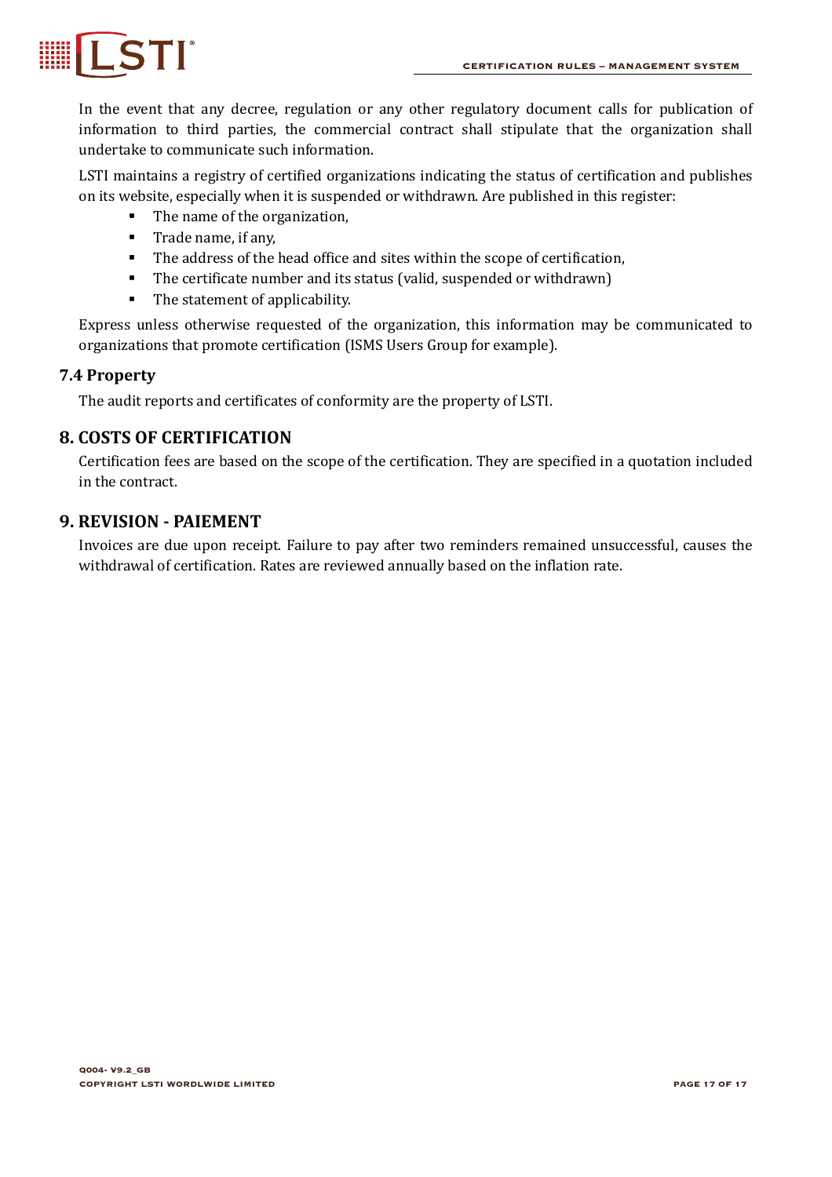In the event that any decree, regulation or any other regulatory document calls for publication of information to third parties, the commercial contract shall stipulate that the organization shall undertake to communicate such information.

LSTI maintains a registry of certified organizations indicating the status of certification and publishes on its website, especially when it is suspended or withdrawn. Are published in this register:

- The name of the organization,
- Trade name, if any,
- The address of the head office and sites within the scope of certification,
- The certificate number and its status (valid, suspended or withdrawn)
- The statement of applicability.

Express unless otherwise requested of the organization, this information may be communicated to organizations that promote certification (ISMS Users Group for example).

### 7.4 Property

The audit reports and certificates of conformity are the property of LSTI.

## 8. COSTS OF CERTIFICATION

Certification fees are based on the scope of the certification. They are specified in a quotation included in the contract.

## 9. REVISION - PAIEMENT

Invoices are due upon receipt. Failure to pay after two reminders remained unsuccessful, causes the withdrawal of certification. Rates are reviewed annually based on the inflation rate.